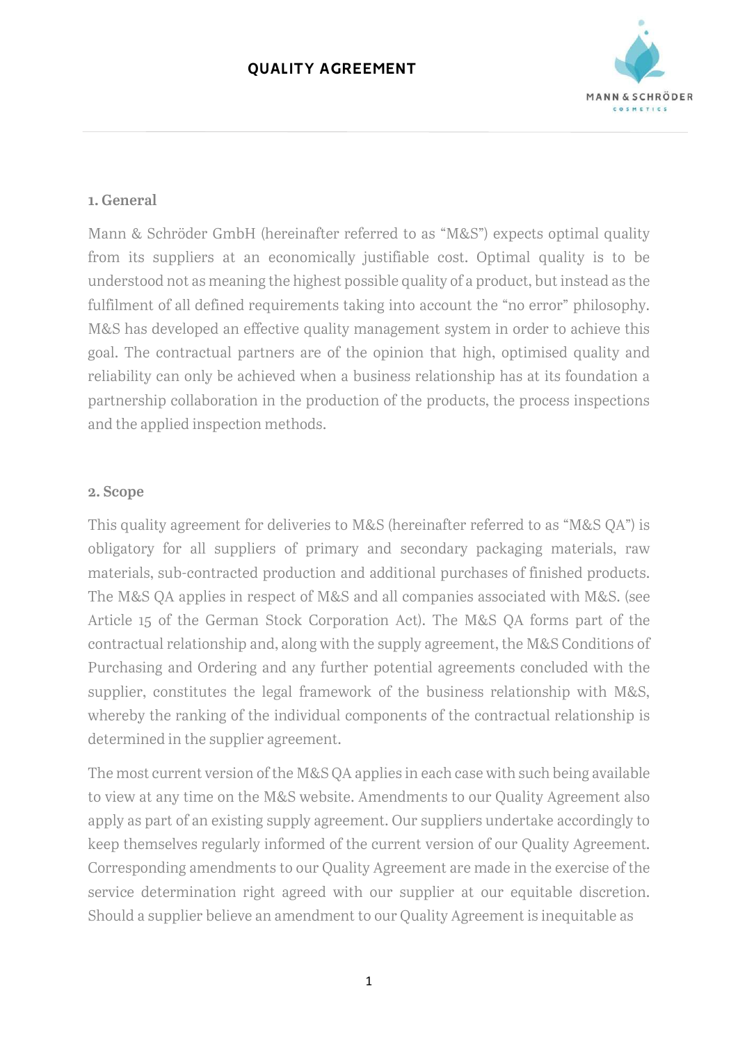# QUALITY AGREEMENT

## 1. General

Mann & Schröder GmbH (hereinafter referred to as “M&S”) expects optimal quality from its suppliers at an economically justifiable cost. Optimal quality is to be understood not as meaning the highest possible quality of a product, but instead as the fulfilment of all defined requirements taking into account the “no error” philosophy. M&S has developed an effective quality management system in order to achieve this goal. The contractual partners are of the opinion that high, optimised quality and reliability can only be achieved when a business relationship has at its foundation a partnership collaboration in the production of the products, the process inspections and the applied inspection methods.

## 2. Scope

This quality agreement for deliveries to M&S (hereinafter referred to as “M&S QA”) is obligatory for all suppliers of primary and secondary packaging materials, raw materials, sub-contracted production and additional purchases of finished products. The M&S QA applies in respect of M&S and all companies associated with M&S. (see Article 15 of the German Stock Corporation Act). The M&S QA forms part of the contractual relationship and, along with the supply agreement, the M&S Conditions of Purchasing and Ordering and any further potential agreements concluded with the supplier, constitutes the legal framework of the business relationship with M&S, whereby the ranking of the individual components of the contractual relationship is determined in the supplier agreement.

The most current version of the M&S QA applies in each case with such being available to view at any time on the M&S website. Amendments to our Quality Agreement also apply as part of an existing supply agreement. Our suppliers undertake accordingly to keep themselves regularly informed of the current version of our Quality Agreement. Corresponding amendments to our Quality Agreement are made in the exercise of the service determination right agreed with our supplier at our equitable discretion. Should a supplier believe an amendment to our Quality Agreement is inequitable as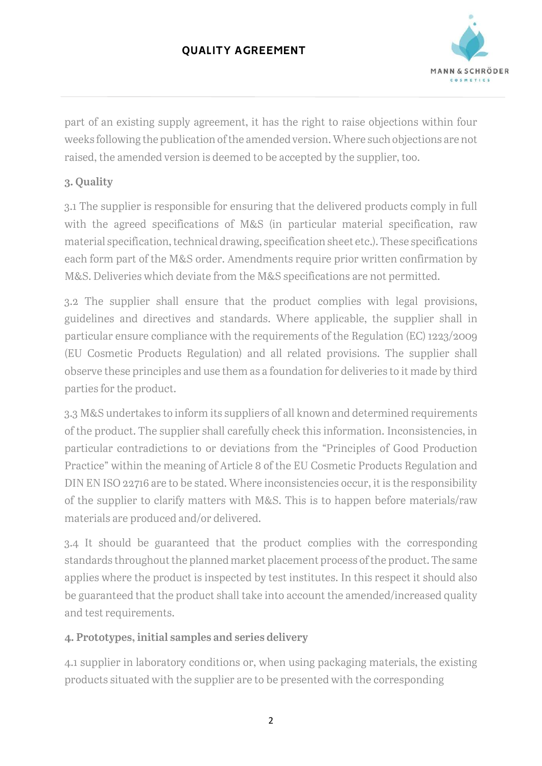part of an existing supply agreement, it has the right to raise objections within four weeks following the publication of the amended version. Where such objections are not raised, the amended version is deemed to be accepted by the supplier, too.

## 3. Quality

3.1 The supplier is responsible for ensuring that the delivered products comply in full with the agreed specifications of M&S (in particular material specification, raw material specification, technical drawing, specification sheet etc.). These specifications each form part of the M&S order. Amendments require prior written confirmation by M&S. Deliveries which deviate from the M&S specifications are not permitted.

3.2 The supplier shall ensure that the product complies with legal provisions, guidelines and directives and standards. Where applicable, the supplier shall in particular ensure compliance with the requirements of the Regulation (EC) 1223/2009 (EU Cosmetic Products Regulation) and all related provisions. The supplier shall observe these principles and use them as a foundation for deliveries to it made by third parties for the product.

3.3 M&S undertakes to inform its suppliers of all known and determined requirements of the product. The supplier shall carefully check this information. Inconsistencies, in particular contradictions to or deviations from the "Principles of Good Production Practice" within the meaning of Article 8 of the EU Cosmetic Products Regulation and DIN EN ISO 22716 are to be stated. Where inconsistencies occur, it is the responsibility of the supplier to clarify matters with M&S. This is to happen before materials/raw materials are produced and/or delivered.

3.4 It should be guaranteed that the product complies with the corresponding standards throughout the planned market placement process of the product. The same applies where the product is inspected by test institutes. In this respect it should also be guaranteed that the product shall take into account the amended/increased quality and test requirements.

## 4. Prototypes, initial samples and series delivery

4.1 supplier in laboratory conditions or, when using packaging materials, the existing products situated with the supplier are to be presented with the corresponding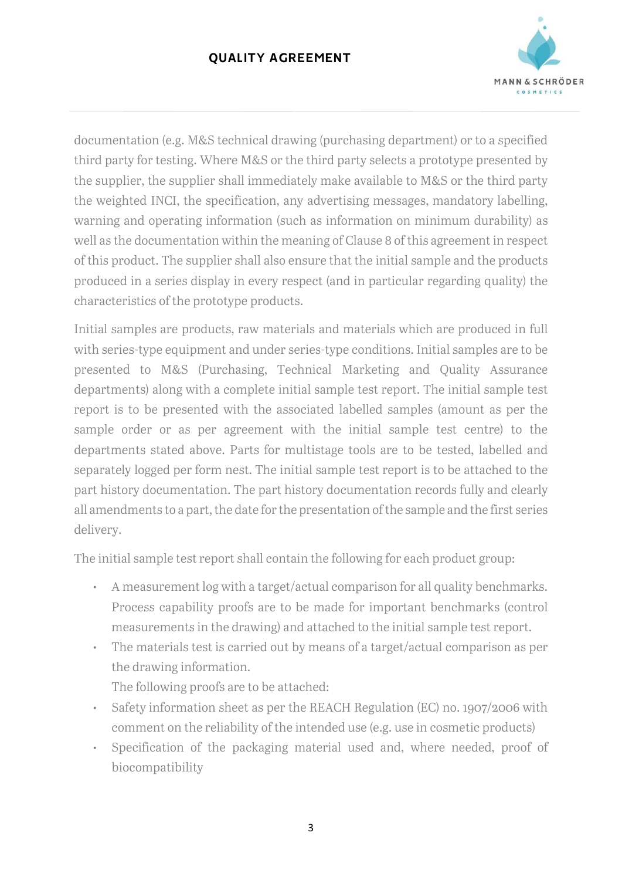documentation (e.g. M&S technical drawing (purchasing department) or to a specified third party for testing. Where M&S or the third party selects a prototype presented by the supplier, the supplier shall immediately make available to M&S or the third party the weighted INCI, the specification, any advertising messages, mandatory labelling, warning and operating information (such as information on minimum durability) as well as the documentation within the meaning of Clause 8 of this agreement in respect of this product. The supplier shall also ensure that the initial sample and the products produced in a series display in every respect (and in particular regarding quality) the characteristics of the prototype products.

Initial samples are products, raw materials and materials which are produced in full with series-type equipment and under series-type conditions. Initial samples are to be presented to M&S (Purchasing, Technical Marketing and Quality Assurance departments) along with a complete initial sample test report. The initial sample test report is to be presented with the associated labelled samples (amount as per the sample order or as per agreement with the initial sample test centre) to the departments stated above. Parts for multistage tools are to be tested, labelled and separately logged per form nest. The initial sample test report is to be attached to the part history documentation. The part history documentation records fully and clearly all amendments to a part, the date for the presentation of the sample and the first series delivery.

The initial sample test report shall contain the following for each product group:

- A measurement log with a target/actual comparison for all quality benchmarks. Process capability proofs are to be made for important benchmarks (control measurements in the drawing) and attached to the initial sample test report.
- The materials test is carried out by means of a target/actual comparison as per the drawing information.

  The following proofs are to be attached:
- Safety information sheet as per the REACH Regulation (EC) no. 1907/2006 with comment on the reliability of the intended use (e.g. use in cosmetic products)
- Specification of the packaging material used and, where needed, proof of biocompatibility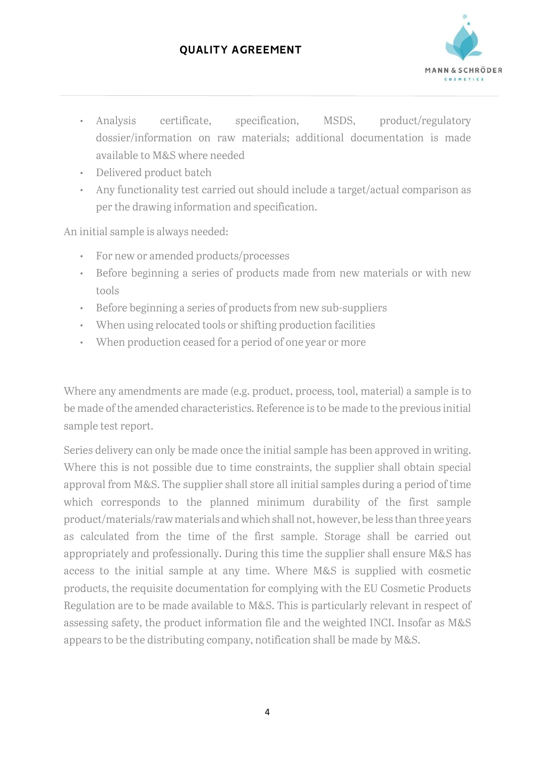- Analysis certificate, specification, MSDS, product/regulatory dossier/information on raw materials; additional documentation is made available to M&S where needed
- Delivered product batch
- Any functionality test carried out should include a target/actual comparison as per the drawing information and specification.

An initial sample is always needed:

- For new or amended products/processes
- Before beginning a series of products made from new materials or with new tools
- Before beginning a series of products from new sub-suppliers
- When using relocated tools or shifting production facilities
- When production ceased for a period of one year or more

Where any amendments are made (e.g. product, process, tool, material) a sample is to be made of the amended characteristics. Reference is to be made to the previous initial sample test report.

Series delivery can only be made once the initial sample has been approved in writing. Where this is not possible due to time constraints, the supplier shall obtain special approval from M&S. The supplier shall store all initial samples during a period of time which corresponds to the planned minimum durability of the first sample product/materials/raw materials and which shall not, however, be less than three years as calculated from the time of the first sample. Storage shall be carried out appropriately and professionally. During this time the supplier shall ensure M&S has access to the initial sample at any time. Where M&S is supplied with cosmetic products, the requisite documentation for complying with the EU Cosmetic Products Regulation are to be made available to M&S. This is particularly relevant in respect of assessing safety, the product information file and the weighted INCI. Insofar as M&S appears to be the distributing company, notification shall be made by M&S.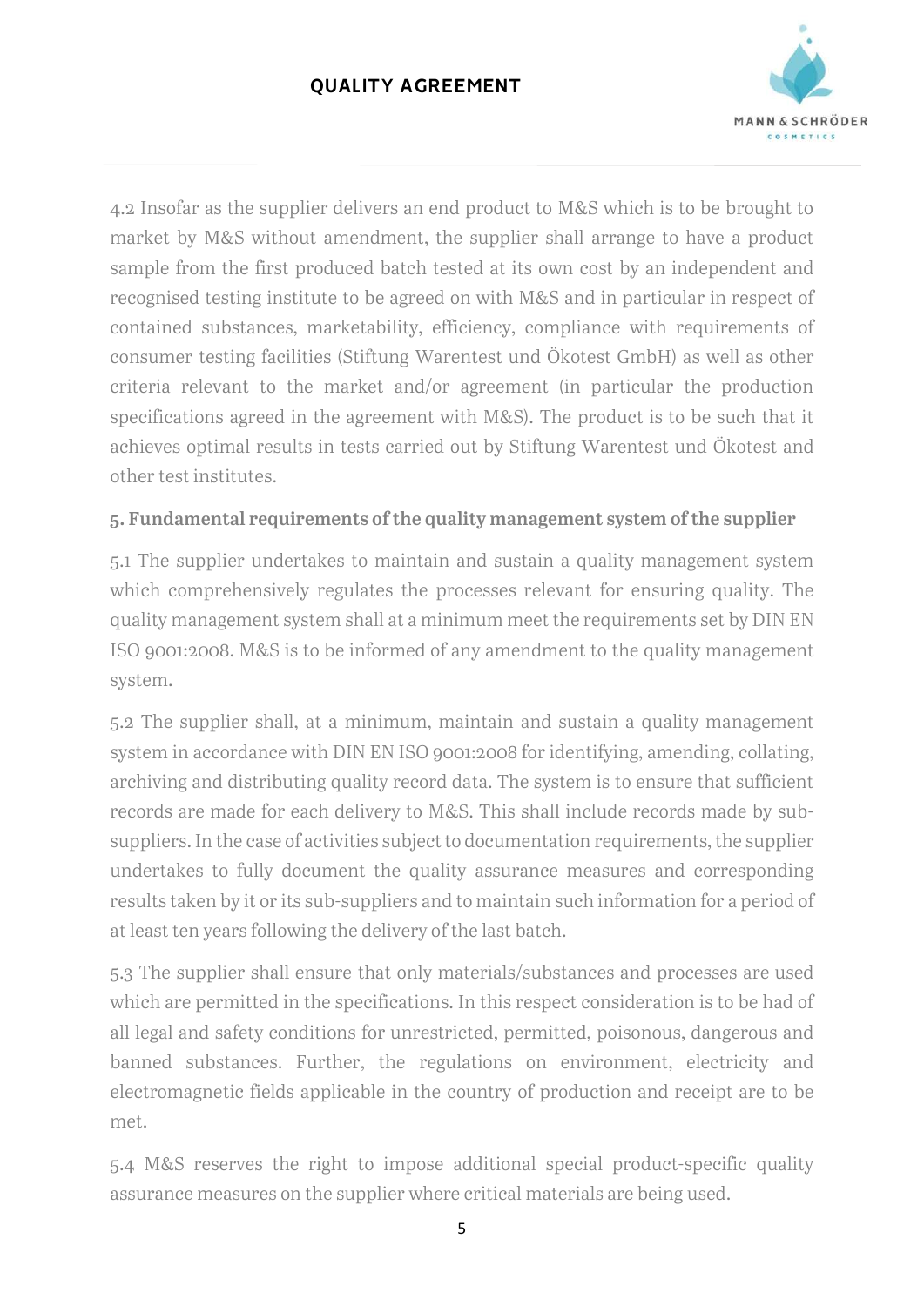4.2 Insofar as the supplier delivers an end product to M&S which is to be brought to market by M&S without amendment, the supplier shall arrange to have a product sample from the first produced batch tested at its own cost by an independent and recognised testing institute to be agreed on with M&S and in particular in respect of contained substances, marketability, efficiency, compliance with requirements of consumer testing facilities (Stiftung Warentest und Ökotest GmbH) as well as other criteria relevant to the market and/or agreement (in particular the production specifications agreed in the agreement with M&S). The product is to be such that it achieves optimal results in tests carried out by Stiftung Warentest und Ökotest and other test institutes.

## 5. Fundamental requirements of the quality management system of the supplier

5.1 The supplier undertakes to maintain and sustain a quality management system which comprehensively regulates the processes relevant for ensuring quality. The quality management system shall at a minimum meet the requirements set by DIN EN ISO 9001:2008. M&S is to be informed of any amendment to the quality management system.

5.2 The supplier shall, at a minimum, maintain and sustain a quality management system in accordance with DIN EN ISO 9001:2008 for identifying, amending, collating, archiving and distributing quality record data. The system is to ensure that sufficient records are made for each delivery to M&S. This shall include records made by sub-suppliers. In the case of activities subject to documentation requirements, the supplier undertakes to fully document the quality assurance measures and corresponding results taken by it or its sub-suppliers and to maintain such information for a period of at least ten years following the delivery of the last batch.

5.3 The supplier shall ensure that only materials/substances and processes are used which are permitted in the specifications. In this respect consideration is to be had of all legal and safety conditions for unrestricted, permitted, poisonous, dangerous and banned substances. Further, the regulations on environment, electricity and electromagnetic fields applicable in the country of production and receipt are to be met.

5.4 M&S reserves the right to impose additional special product-specific quality assurance measures on the supplier where critical materials are being used.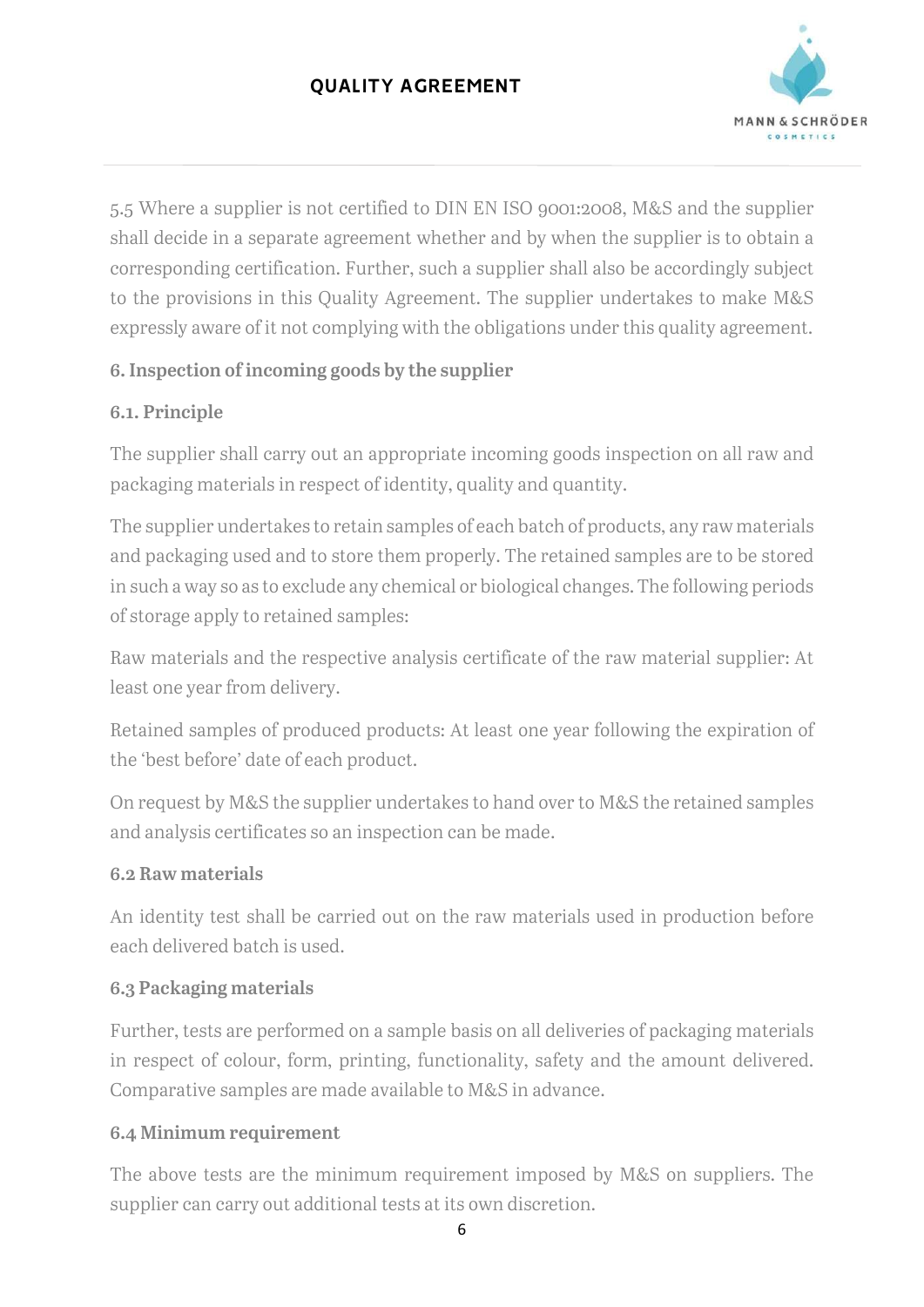5.5 Where a supplier is not certified to DIN EN ISO 9001:2008, M&S and the supplier shall decide in a separate agreement whether and by when the supplier is to obtain a corresponding certification. Further, such a supplier shall also be accordingly subject to the provisions in this Quality Agreement. The supplier undertakes to make M&S expressly aware of it not complying with the obligations under this quality agreement.

### 6. Inspection of incoming goods by the supplier

#### 6.1. Principle

The supplier shall carry out an appropriate incoming goods inspection on all raw and packaging materials in respect of identity, quality and quantity.

The supplier undertakes to retain samples of each batch of products, any raw materials and packaging used and to store them properly. The retained samples are to be stored in such a way so as to exclude any chemical or biological changes. The following periods of storage apply to retained samples:

Raw materials and the respective analysis certificate of the raw material supplier: At least one year from delivery.

Retained samples of produced products: At least one year following the expiration of the 'best before' date of each product.

On request by M&S the supplier undertakes to hand over to M&S the retained samples and analysis certificates so an inspection can be made.

#### 6.2 Raw materials

An identity test shall be carried out on the raw materials used in production before each delivered batch is used.

#### 6.3 Packaging materials

Further, tests are performed on a sample basis on all deliveries of packaging materials in respect of colour, form, printing, functionality, safety and the amount delivered. Comparative samples are made available to M&S in advance.

#### 6.4 Minimum requirement

The above tests are the minimum requirement imposed by M&S on suppliers. The supplier can carry out additional tests at its own discretion.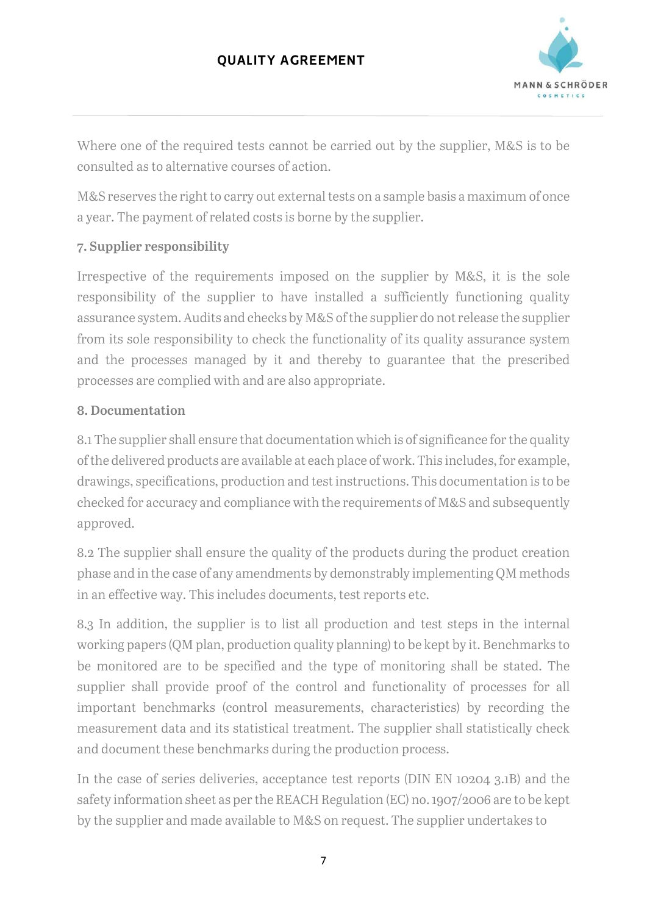Where one of the required tests cannot be carried out by the supplier, M&S is to be consulted as to alternative courses of action.

M&S reserves the right to carry out external tests on a sample basis a maximum of once a year. The payment of related costs is borne by the supplier.

### 7. Supplier responsibility

Irrespective of the requirements imposed on the supplier by M&S, it is the sole responsibility of the supplier to have installed a sufficiently functioning quality assurance system. Audits and checks by M&S of the supplier do not release the supplier from its sole responsibility to check the functionality of its quality assurance system and the processes managed by it and thereby to guarantee that the prescribed processes are complied with and are also appropriate.

### 8. Documentation

8.1 The supplier shall ensure that documentation which is of significance for the quality of the delivered products are available at each place of work. This includes, for example, drawings, specifications, production and test instructions. This documentation is to be checked for accuracy and compliance with the requirements of M&S and subsequently approved.

8.2 The supplier shall ensure the quality of the products during the product creation phase and in the case of any amendments by demonstrably implementing QM methods in an effective way. This includes documents, test reports etc.

8.3 In addition, the supplier is to list all production and test steps in the internal working papers (QM plan, production quality planning) to be kept by it. Benchmarks to be monitored are to be specified and the type of monitoring shall be stated. The supplier shall provide proof of the control and functionality of processes for all important benchmarks (control measurements, characteristics) by recording the measurement data and its statistical treatment. The supplier shall statistically check and document these benchmarks during the production process.

In the case of series deliveries, acceptance test reports (DIN EN 10204 3.1B) and the safety information sheet as per the REACH Regulation (EC) no. 1907/2006 are to be kept by the supplier and made available to M&S on request. The supplier undertakes to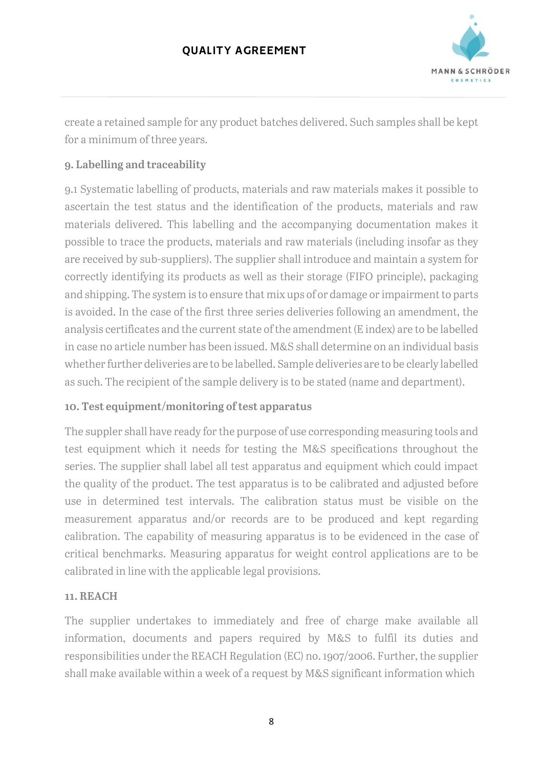create a retained sample for any product batches delivered. Such samples shall be kept for a minimum of three years.

**9. Labelling and traceability**

9.1 Systematic labelling of products, materials and raw materials makes it possible to ascertain the test status and the identification of the products, materials and raw materials delivered. This labelling and the accompanying documentation makes it possible to trace the products, materials and raw materials (including insofar as they are received by sub-suppliers). The supplier shall introduce and maintain a system for correctly identifying its products as well as their storage (FIFO principle), packaging and shipping. The system is to ensure that mix ups of or damage or impairment to parts is avoided. In the case of the first three series deliveries following an amendment, the analysis certificates and the current state of the amendment (E index) are to be labelled in case no article number has been issued. M&S shall determine on an individual basis whether further deliveries are to be labelled. Sample deliveries are to be clearly labelled as such. The recipient of the sample delivery is to be stated (name and department).

**10. Test equipment/monitoring of test apparatus**

The suppler shall have ready for the purpose of use corresponding measuring tools and test equipment which it needs for testing the M&S specifications throughout the series. The supplier shall label all test apparatus and equipment which could impact the quality of the product. The test apparatus is to be calibrated and adjusted before use in determined test intervals. The calibration status must be visible on the measurement apparatus and/or records are to be produced and kept regarding calibration. The capability of measuring apparatus is to be evidenced in the case of critical benchmarks. Measuring apparatus for weight control applications are to be calibrated in line with the applicable legal provisions.

**11. REACH**

The supplier undertakes to immediately and free of charge make available all information, documents and papers required by M&S to fulfil its duties and responsibilities under the REACH Regulation (EC) no. 1907/2006. Further, the supplier shall make available within a week of a request by M&S significant information which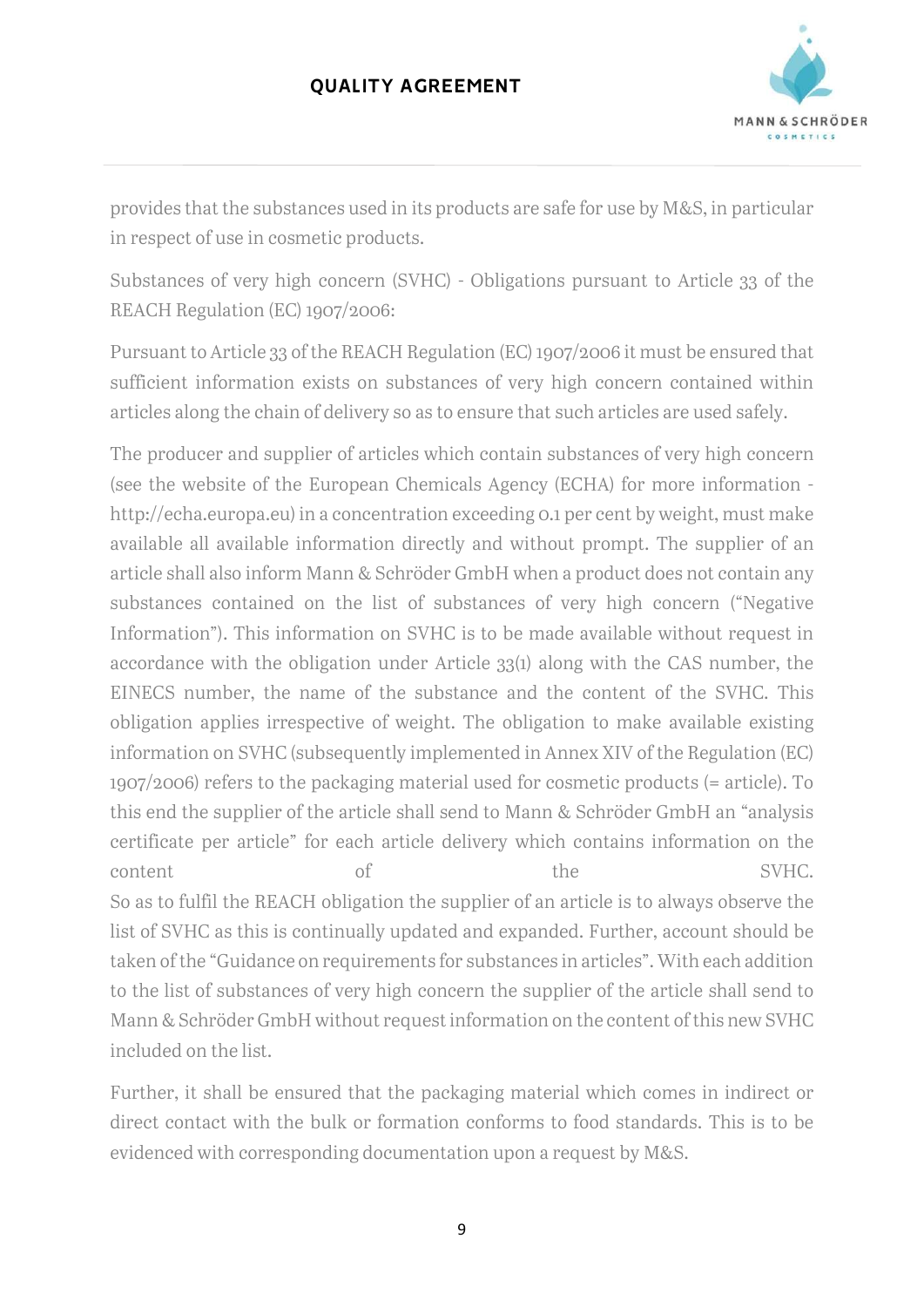provides that the substances used in its products are safe for use by M&S, in particular in respect of use in cosmetic products.

Substances of very high concern (SVHC) - Obligations pursuant to Article 33 of the REACH Regulation (EC) 1907/2006:

Pursuant to Article 33 of the REACH Regulation (EC) 1907/2006 it must be ensured that sufficient information exists on substances of very high concern contained within articles along the chain of delivery so as to ensure that such articles are used safely.

The producer and supplier of articles which contain substances of very high concern (see the website of the European Chemicals Agency (ECHA) for more information - http://echa.europa.eu) in a concentration exceeding 0.1 per cent by weight, must make available all available information directly and without prompt. The supplier of an article shall also inform Mann & Schröder GmbH when a product does not contain any substances contained on the list of substances of very high concern ("Negative Information"). This information on SVHC is to be made available without request in accordance with the obligation under Article 33(1) along with the CAS number, the EINECS number, the name of the substance and the content of the SVHC. This obligation applies irrespective of weight. The obligation to make available existing information on SVHC (subsequently implemented in Annex XIV of the Regulation (EC) 1907/2006) refers to the packaging material used for cosmetic products (= article). To this end the supplier of the article shall send to Mann & Schröder GmbH an "analysis certificate per article" for each article delivery which contains information on the content of the SVHC.
So as to fulfil the REACH obligation the supplier of an article is to always observe the list of SVHC as this is continually updated and expanded. Further, account should be taken of the "Guidance on requirements for substances in articles". With each addition to the list of substances of very high concern the supplier of the article shall send to Mann & Schröder GmbH without request information on the content of this new SVHC included on the list.

Further, it shall be ensured that the packaging material which comes in indirect or direct contact with the bulk or formation conforms to food standards. This is to be evidenced with corresponding documentation upon a request by M&S.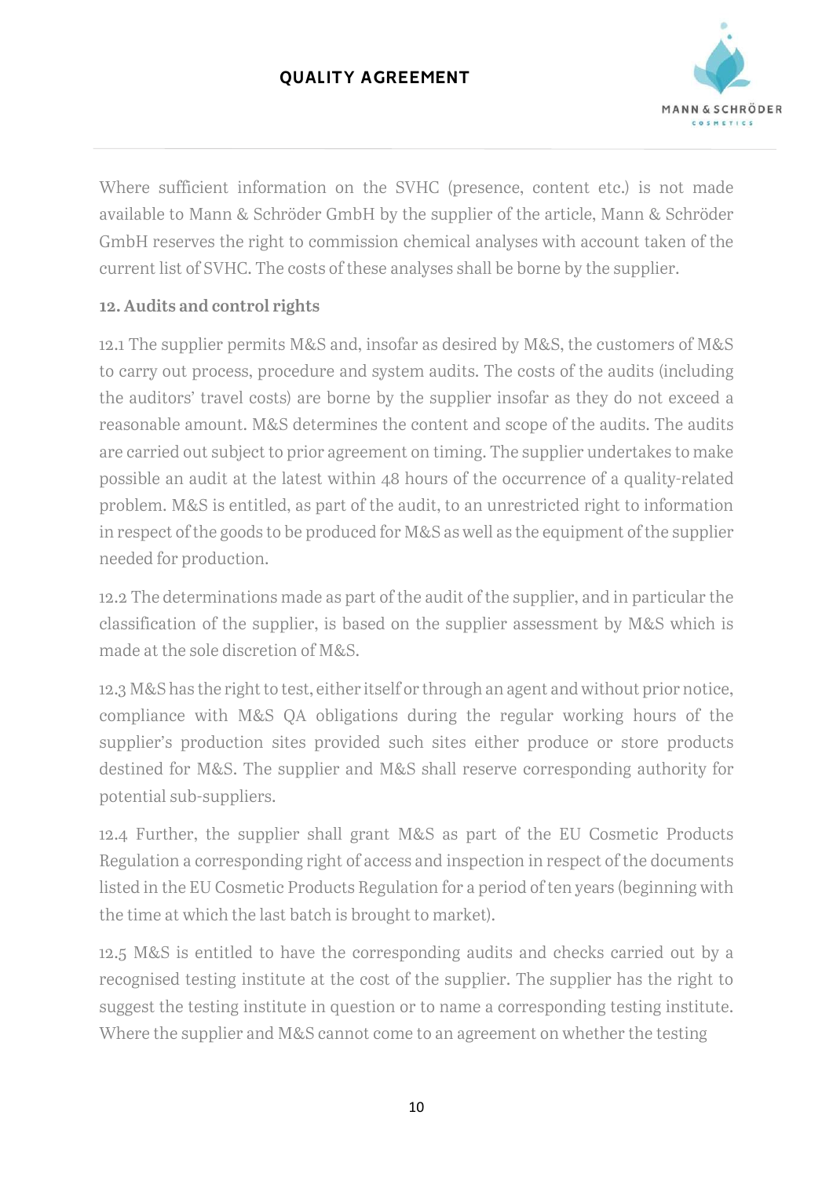Where sufficient information on the SVHC (presence, content etc.) is not made available to Mann & Schröder GmbH by the supplier of the article, Mann & Schröder GmbH reserves the right to commission chemical analyses with account taken of the current list of SVHC. The costs of these analyses shall be borne by the supplier.

**12. Audits and control rights**

12.1 The supplier permits M&S and, insofar as desired by M&S, the customers of M&S to carry out process, procedure and system audits. The costs of the audits (including the auditors' travel costs) are borne by the supplier insofar as they do not exceed a reasonable amount. M&S determines the content and scope of the audits. The audits are carried out subject to prior agreement on timing. The supplier undertakes to make possible an audit at the latest within 48 hours of the occurrence of a quality-related problem. M&S is entitled, as part of the audit, to an unrestricted right to information in respect of the goods to be produced for M&S as well as the equipment of the supplier needed for production.

12.2 The determinations made as part of the audit of the supplier, and in particular the classification of the supplier, is based on the supplier assessment by M&S which is made at the sole discretion of M&S.

12.3 M&S has the right to test, either itself or through an agent and without prior notice, compliance with M&S QA obligations during the regular working hours of the supplier's production sites provided such sites either produce or store products destined for M&S. The supplier and M&S shall reserve corresponding authority for potential sub-suppliers.

12.4 Further, the supplier shall grant M&S as part of the EU Cosmetic Products Regulation a corresponding right of access and inspection in respect of the documents listed in the EU Cosmetic Products Regulation for a period of ten years (beginning with the time at which the last batch is brought to market).

12.5 M&S is entitled to have the corresponding audits and checks carried out by a recognised testing institute at the cost of the supplier. The supplier has the right to suggest the testing institute in question or to name a corresponding testing institute. Where the supplier and M&S cannot come to an agreement on whether the testing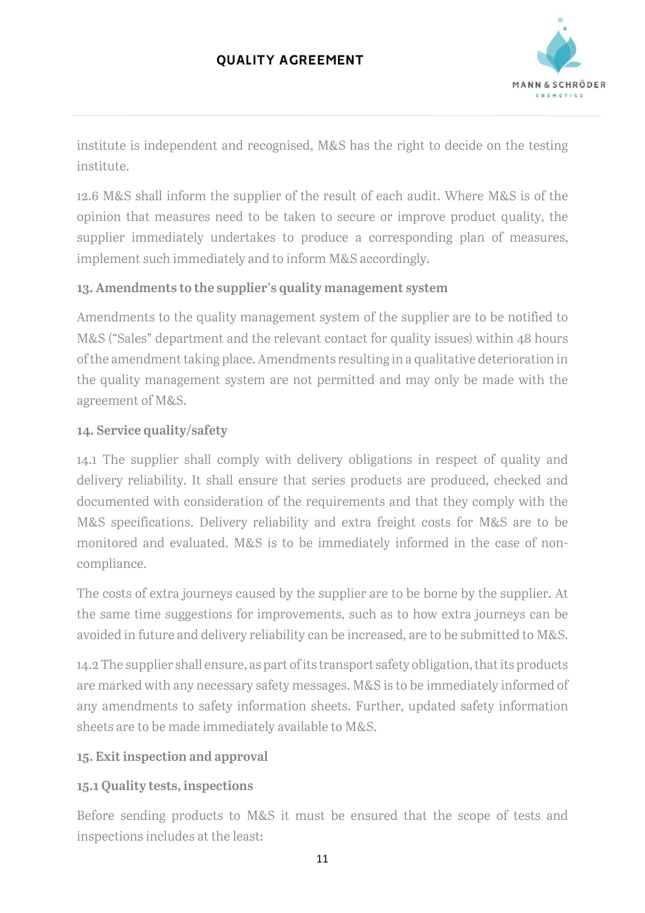institute is independent and recognised, M&S has the right to decide on the testing institute.

12.6 M&S shall inform the supplier of the result of each audit. Where M&S is of the opinion that measures need to be taken to secure or improve product quality, the supplier immediately undertakes to produce a corresponding plan of measures, implement such immediately and to inform M&S accordingly.

### 13. Amendments to the supplier's quality management system

Amendments to the quality management system of the supplier are to be notified to M&S ("Sales" department and the relevant contact for quality issues) within 48 hours of the amendment taking place. Amendments resulting in a qualitative deterioration in the quality management system are not permitted and may only be made with the agreement of M&S.

### 14. Service quality/safety

14.1 The supplier shall comply with delivery obligations in respect of quality and delivery reliability. It shall ensure that series products are produced, checked and documented with consideration of the requirements and that they comply with the M&S specifications. Delivery reliability and extra freight costs for M&S are to be monitored and evaluated. M&S is to be immediately informed in the case of non-compliance.

The costs of extra journeys caused by the supplier are to be borne by the supplier. At the same time suggestions for improvements, such as to how extra journeys can be avoided in future and delivery reliability can be increased, are to be submitted to M&S.

14.2 The supplier shall ensure, as part of its transport safety obligation, that its products are marked with any necessary safety messages. M&S is to be immediately informed of any amendments to safety information sheets. Further, updated safety information sheets are to be made immediately available to M&S.

### 15. Exit inspection and approval

#### 15.1 Quality tests, inspections

Before sending products to M&S it must be ensured that the scope of tests and inspections includes at the least: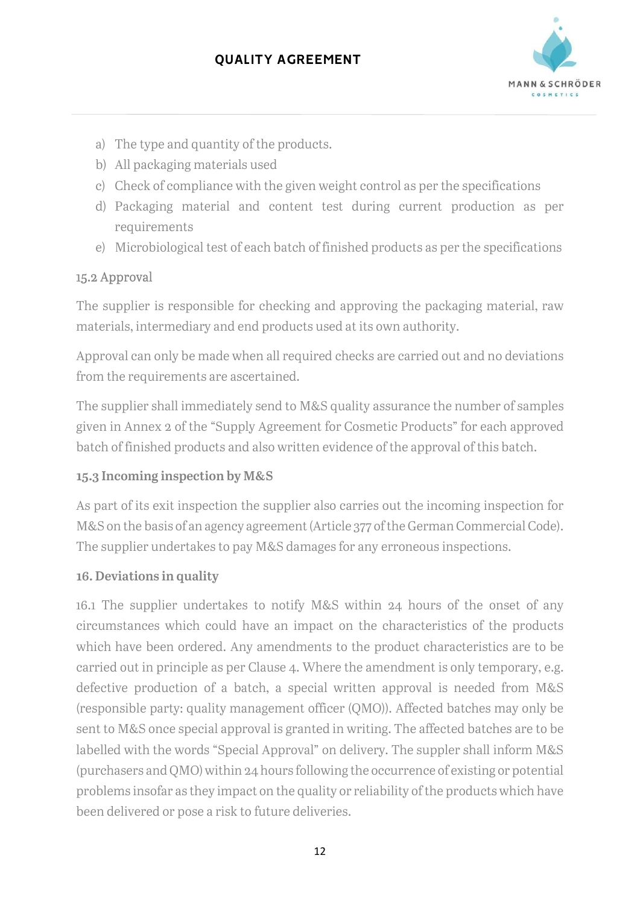a) The type and quantity of the products.
b) All packaging materials used
c) Check of compliance with the given weight control as per the specifications
d) Packaging material and content test during current production as per requirements
e) Microbiological test of each batch of finished products as per the specifications

### 15.2 Approval

The supplier is responsible for checking and approving the packaging material, raw materials, intermediary and end products used at its own authority.

Approval can only be made when all required checks are carried out and no deviations from the requirements are ascertained.

The supplier shall immediately send to M&S quality assurance the number of samples given in Annex 2 of the "Supply Agreement for Cosmetic Products" for each approved batch of finished products and also written evidence of the approval of this batch.

### 15.3 Incoming inspection by M&S

As part of its exit inspection the supplier also carries out the incoming inspection for M&S on the basis of an agency agreement (Article 377 of the German Commercial Code). The supplier undertakes to pay M&S damages for any erroneous inspections.

## 16. Deviations in quality

16.1 The supplier undertakes to notify M&S within 24 hours of the onset of any circumstances which could have an impact on the characteristics of the products which have been ordered. Any amendments to the product characteristics are to be carried out in principle as per Clause 4. Where the amendment is only temporary, e.g. defective production of a batch, a special written approval is needed from M&S (responsible party: quality management officer (QMO)). Affected batches may only be sent to M&S once special approval is granted in writing. The affected batches are to be labelled with the words "Special Approval" on delivery. The suppler shall inform M&S (purchasers and QMO) within 24 hours following the occurrence of existing or potential problems insofar as they impact on the quality or reliability of the products which have been delivered or pose a risk to future deliveries.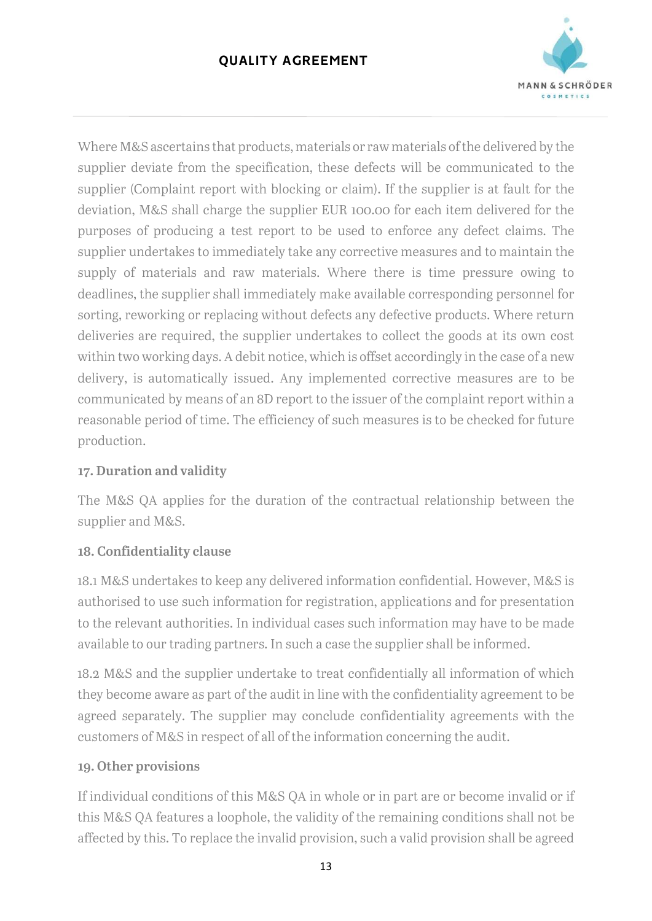Where M&S ascertains that products, materials or raw materials of the delivered by the supplier deviate from the specification, these defects will be communicated to the supplier (Complaint report with blocking or claim). If the supplier is at fault for the deviation, M&S shall charge the supplier EUR 100.00 for each item delivered for the purposes of producing a test report to be used to enforce any defect claims. The supplier undertakes to immediately take any corrective measures and to maintain the supply of materials and raw materials. Where there is time pressure owing to deadlines, the supplier shall immediately make available corresponding personnel for sorting, reworking or replacing without defects any defective products. Where return deliveries are required, the supplier undertakes to collect the goods at its own cost within two working days. A debit notice, which is offset accordingly in the case of a new delivery, is automatically issued. Any implemented corrective measures are to be communicated by means of an 8D report to the issuer of the complaint report within a reasonable period of time. The efficiency of such measures is to be checked for future production.

### 17. Duration and validity

The M&S QA applies for the duration of the contractual relationship between the supplier and M&S.

### 18. Confidentiality clause

18.1 M&S undertakes to keep any delivered information confidential. However, M&S is authorised to use such information for registration, applications and for presentation to the relevant authorities. In individual cases such information may have to be made available to our trading partners. In such a case the supplier shall be informed.

18.2 M&S and the supplier undertake to treat confidentially all information of which they become aware as part of the audit in line with the confidentiality agreement to be agreed separately. The supplier may conclude confidentiality agreements with the customers of M&S in respect of all of the information concerning the audit.

### 19. Other provisions

If individual conditions of this M&S QA in whole or in part are or become invalid or if this M&S QA features a loophole, the validity of the remaining conditions shall not be affected by this. To replace the invalid provision, such a valid provision shall be agreed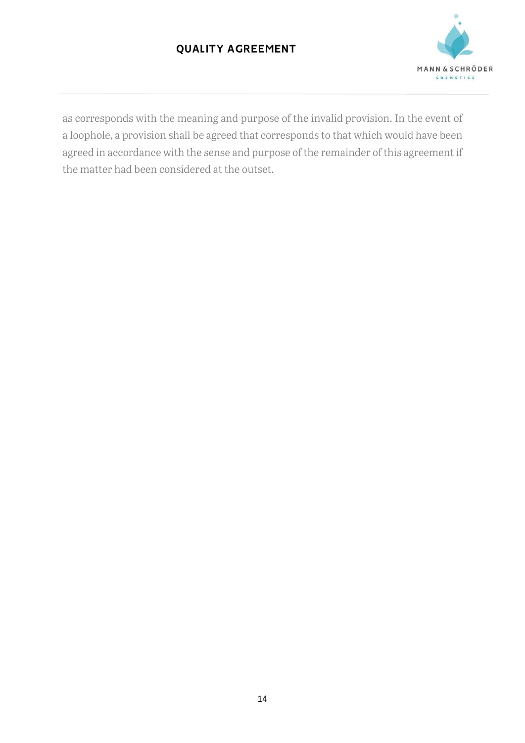as corresponds with the meaning and purpose of the invalid provision. In the event of a loophole, a provision shall be agreed that corresponds to that which would have been agreed in accordance with the sense and purpose of the remainder of this agreement if the matter had been considered at the outset.